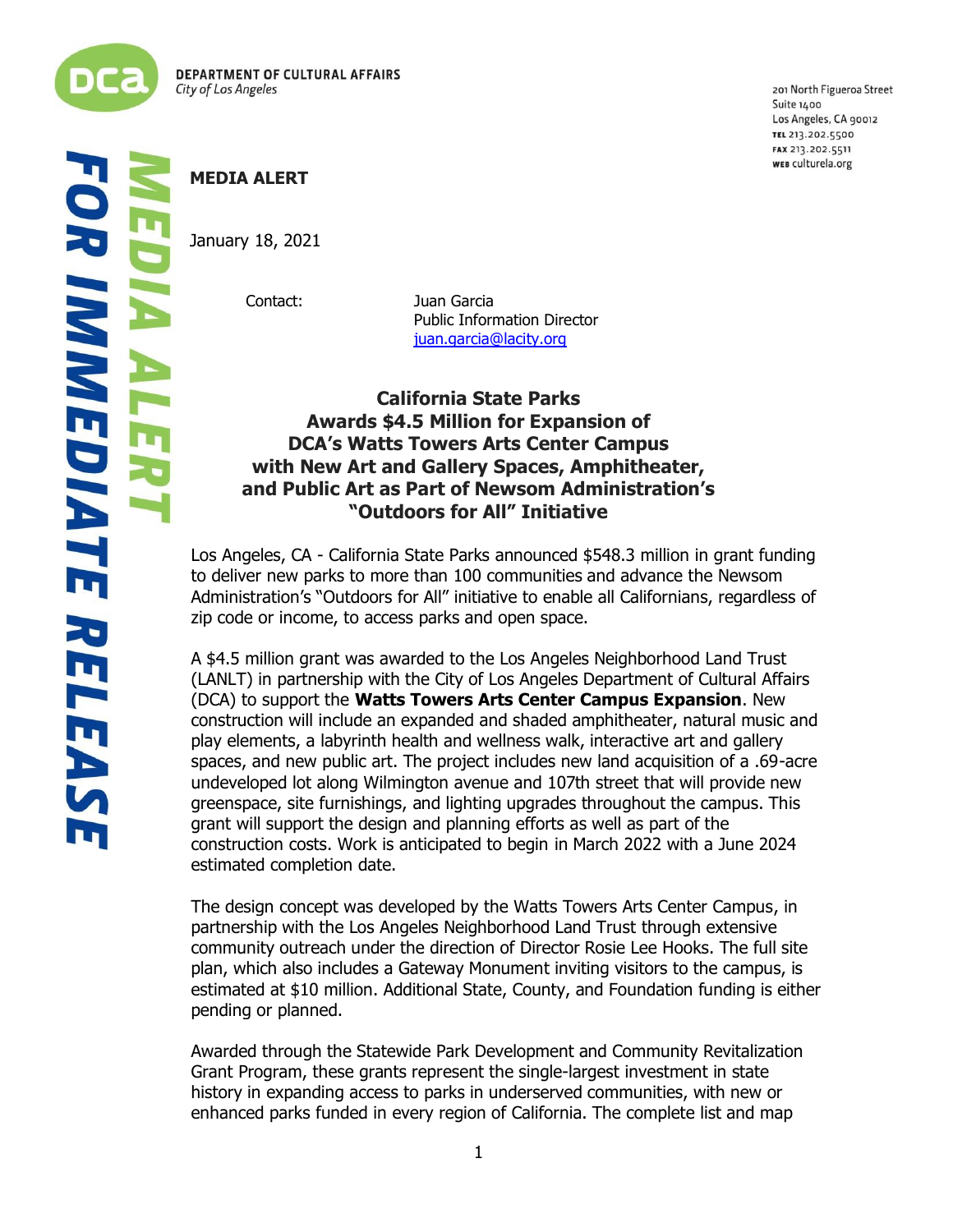DEPARTMENT OF CULTURAL AFFAIRS
*City of Los Angeles*

201 North Figueroa Street
Suite 1400
Los Angeles, CA 90012
TEL 213.202.5500
FAX 213.202.5511
WEB culturela.org

*MEDIA ALERT*

*FOR IMMEDIATE RELEASE*

**MEDIA ALERT**

January 18, 2021

Contact: Juan Garcia
Public Information Director
juan.garcia@lacity.org

## California State Parks Awards $4.5 Million for Expansion of DCA's Watts Towers Arts Center Campus with New Art and Gallery Spaces, Amphitheater, and Public Art as Part of Newsom Administration's "Outdoors for All" Initiative

Los Angeles, CA - California State Parks announced $548.3 million in grant funding to deliver new parks to more than 100 communities and advance the Newsom Administration's "Outdoors for All" initiative to enable all Californians, regardless of zip code or income, to access parks and open space.

A $4.5 million grant was awarded to the Los Angeles Neighborhood Land Trust (LANLT) in partnership with the City of Los Angeles Department of Cultural Affairs (DCA) to support the **Watts Towers Arts Center Campus Expansion**. New construction will include an expanded and shaded amphitheater, natural music and play elements, a labyrinth health and wellness walk, interactive art and gallery spaces, and new public art. The project includes new land acquisition of a .69-acre undeveloped lot along Wilmington avenue and 107th street that will provide new greenspace, site furnishings, and lighting upgrades throughout the campus. This grant will support the design and planning efforts as well as part of the construction costs. Work is anticipated to begin in March 2022 with a June 2024 estimated completion date.

The design concept was developed by the Watts Towers Arts Center Campus, in partnership with the Los Angeles Neighborhood Land Trust through extensive community outreach under the direction of Director Rosie Lee Hooks. The full site plan, which also includes a Gateway Monument inviting visitors to the campus, is estimated at $10 million. Additional State, County, and Foundation funding is either pending or planned.

Awarded through the Statewide Park Development and Community Revitalization Grant Program, these grants represent the single-largest investment in state history in expanding access to parks in underserved communities, with new or enhanced parks funded in every region of California. The complete list and map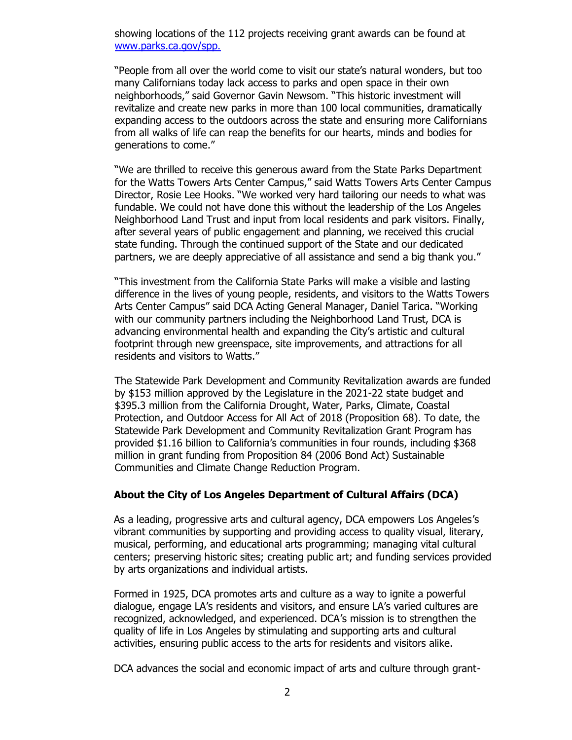showing locations of the 112 projects receiving grant awards can be found at [www.parks.ca.gov/spp.](http://www.parks.ca.gov/spp)

"People from all over the world come to visit our state's natural wonders, but too many Californians today lack access to parks and open space in their own neighborhoods," said Governor Gavin Newsom. "This historic investment will revitalize and create new parks in more than 100 local communities, dramatically expanding access to the outdoors across the state and ensuring more Californians from all walks of life can reap the benefits for our hearts, minds and bodies for generations to come."

"We are thrilled to receive this generous award from the State Parks Department for the Watts Towers Arts Center Campus," said Watts Towers Arts Center Campus Director, Rosie Lee Hooks. "We worked very hard tailoring our needs to what was fundable. We could not have done this without the leadership of the Los Angeles Neighborhood Land Trust and input from local residents and park visitors. Finally, after several years of public engagement and planning, we received this crucial state funding. Through the continued support of the State and our dedicated partners, we are deeply appreciative of all assistance and send a big thank you."

"This investment from the California State Parks will make a visible and lasting difference in the lives of young people, residents, and visitors to the Watts Towers Arts Center Campus" said DCA Acting General Manager, Daniel Tarica. "Working with our community partners including the Neighborhood Land Trust, DCA is advancing environmental health and expanding the City's artistic and cultural footprint through new greenspace, site improvements, and attractions for all residents and visitors to Watts."

The Statewide Park Development and Community Revitalization awards are funded by $153 million approved by the Legislature in the 2021-22 state budget and $395.3 million from the California Drought, Water, Parks, Climate, Coastal Protection, and Outdoor Access for All Act of 2018 (Proposition 68). To date, the Statewide Park Development and Community Revitalization Grant Program has provided $1.16 billion to California's communities in four rounds, including $368 million in grant funding from Proposition 84 (2006 Bond Act) Sustainable Communities and Climate Change Reduction Program.

### About the City of Los Angeles Department of Cultural Affairs (DCA)

As a leading, progressive arts and cultural agency, DCA empowers Los Angeles's vibrant communities by supporting and providing access to quality visual, literary, musical, performing, and educational arts programming; managing vital cultural centers; preserving historic sites; creating public art; and funding services provided by arts organizations and individual artists.

Formed in 1925, DCA promotes arts and culture as a way to ignite a powerful dialogue, engage LA's residents and visitors, and ensure LA's varied cultures are recognized, acknowledged, and experienced. DCA's mission is to strengthen the quality of life in Los Angeles by stimulating and supporting arts and cultural activities, ensuring public access to the arts for residents and visitors alike.

DCA advances the social and economic impact of arts and culture through grant-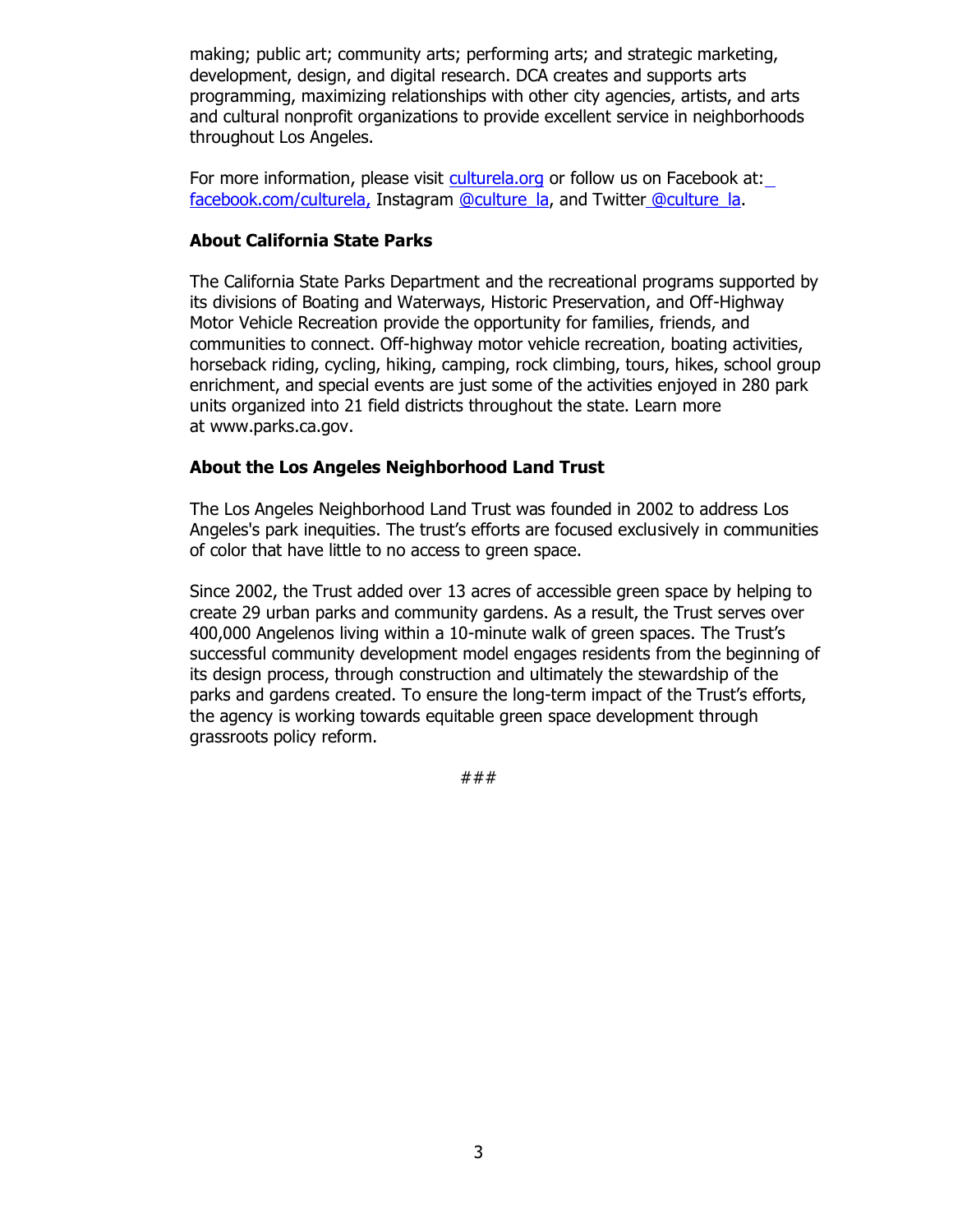making; public art; community arts; performing arts; and strategic marketing, development, design, and digital research. DCA creates and supports arts programming, maximizing relationships with other city agencies, artists, and arts and cultural nonprofit organizations to provide excellent service in neighborhoods throughout Los Angeles.

For more information, please visit culturela.org or follow us on Facebook at: facebook.com/culturela, Instagram @culture_la, and Twitter @culture_la.

**About California State Parks**

The California State Parks Department and the recreational programs supported by its divisions of Boating and Waterways, Historic Preservation, and Off-Highway Motor Vehicle Recreation provide the opportunity for families, friends, and communities to connect. Off-highway motor vehicle recreation, boating activities, horseback riding, cycling, hiking, camping, rock climbing, tours, hikes, school group enrichment, and special events are just some of the activities enjoyed in 280 park units organized into 21 field districts throughout the state. Learn more at www.parks.ca.gov.

**About the Los Angeles Neighborhood Land Trust**

The Los Angeles Neighborhood Land Trust was founded in 2002 to address Los Angeles's park inequities. The trust's efforts are focused exclusively in communities of color that have little to no access to green space.

Since 2002, the Trust added over 13 acres of accessible green space by helping to create 29 urban parks and community gardens. As a result, the Trust serves over 400,000 Angelenos living within a 10-minute walk of green spaces. The Trust's successful community development model engages residents from the beginning of its design process, through construction and ultimately the stewardship of the parks and gardens created. To ensure the long-term impact of the Trust's efforts, the agency is working towards equitable green space development through grassroots policy reform.

###